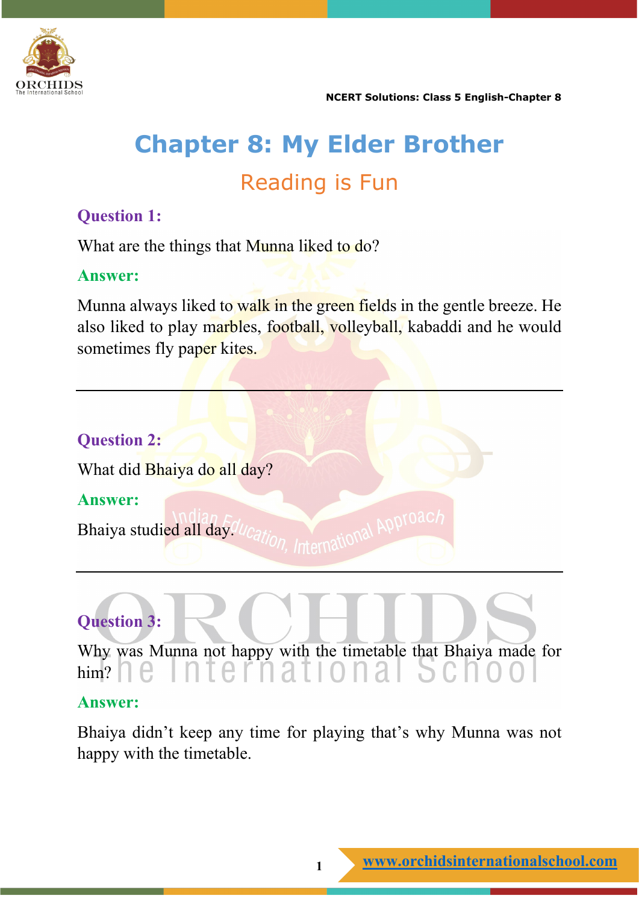# Chapter 8: My Elder Brother

## Reading is Fun

**Question 1:**

What are the things that Munna liked to do?

**Answer:**

Munna always liked to walk in the green fields in the gentle breeze. He also liked to play marbles, football, volleyball, kabaddi and he would sometimes fly paper kites.

---

**Question 2:**

What did Bhaiya do all day?

**Answer:**

Bhaiya studied all day.

---

**Question 3:**

Why was Munna not happy with the timetable that Bhaiya made for him?

**Answer:**

Bhaiya didn't keep any time for playing that's why Munna was not happy with the timetable.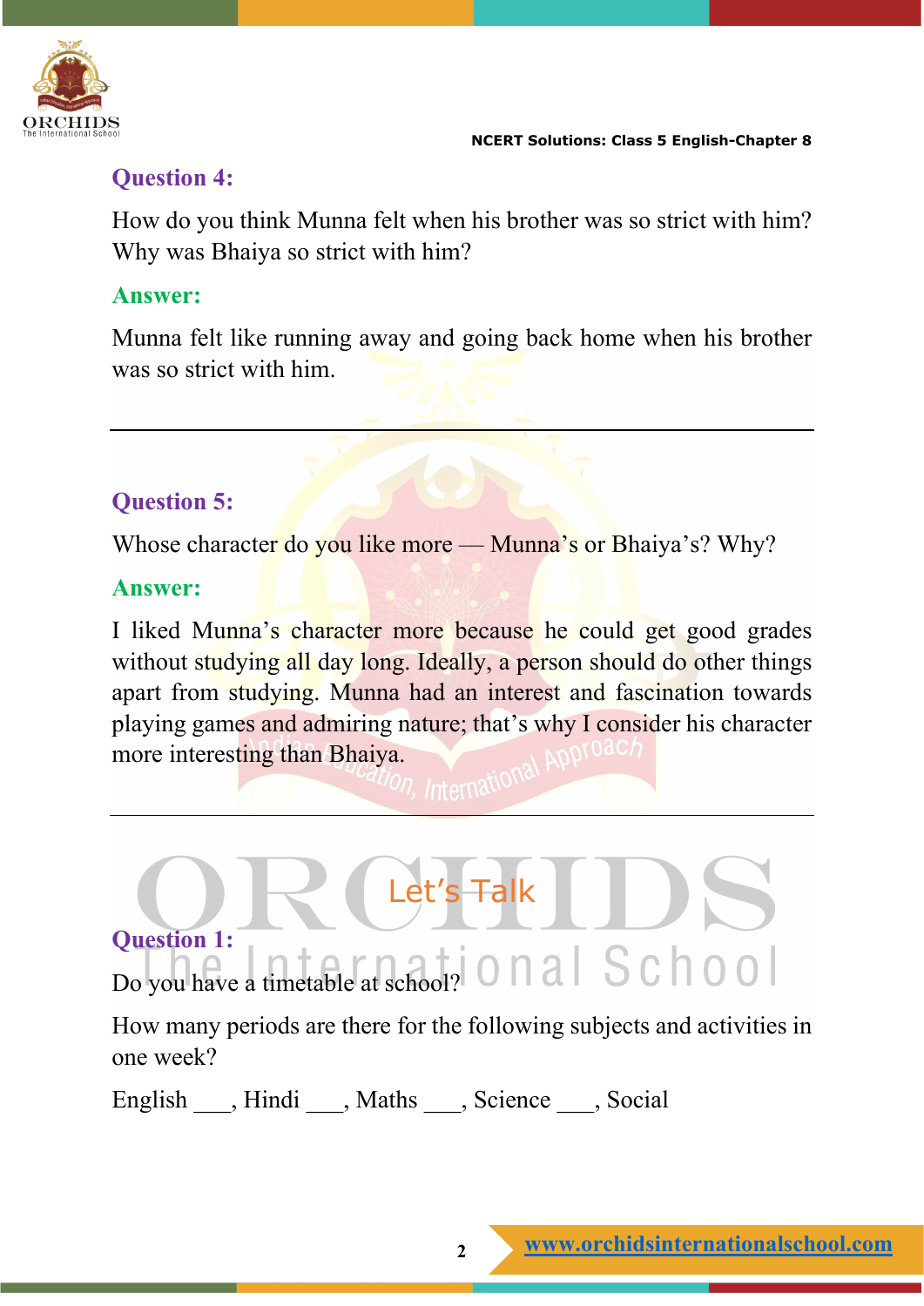### Question 4:

How do you think Munna felt when his brother was so strict with him? Why was Bhaiya so strict with him?

### Answer:

Munna felt like running away and going back home when his brother was so strict with him.

---

### Question 5:

Whose character do you like more — Munna's or Bhaiya's? Why?

### Answer:

I liked Munna's character more because he could get good grades without studying all day long. Ideally, a person should do other things apart from studying. Munna had an interest and fascination towards playing games and admiring nature; that's why I consider his character more interesting than Bhaiya.

---

## Let's Talk

### Question 1:

Do you have a timetable at school?

How many periods are there for the following subjects and activities in one week?

English ___, Hindi ___, Maths ___, Science ___, Social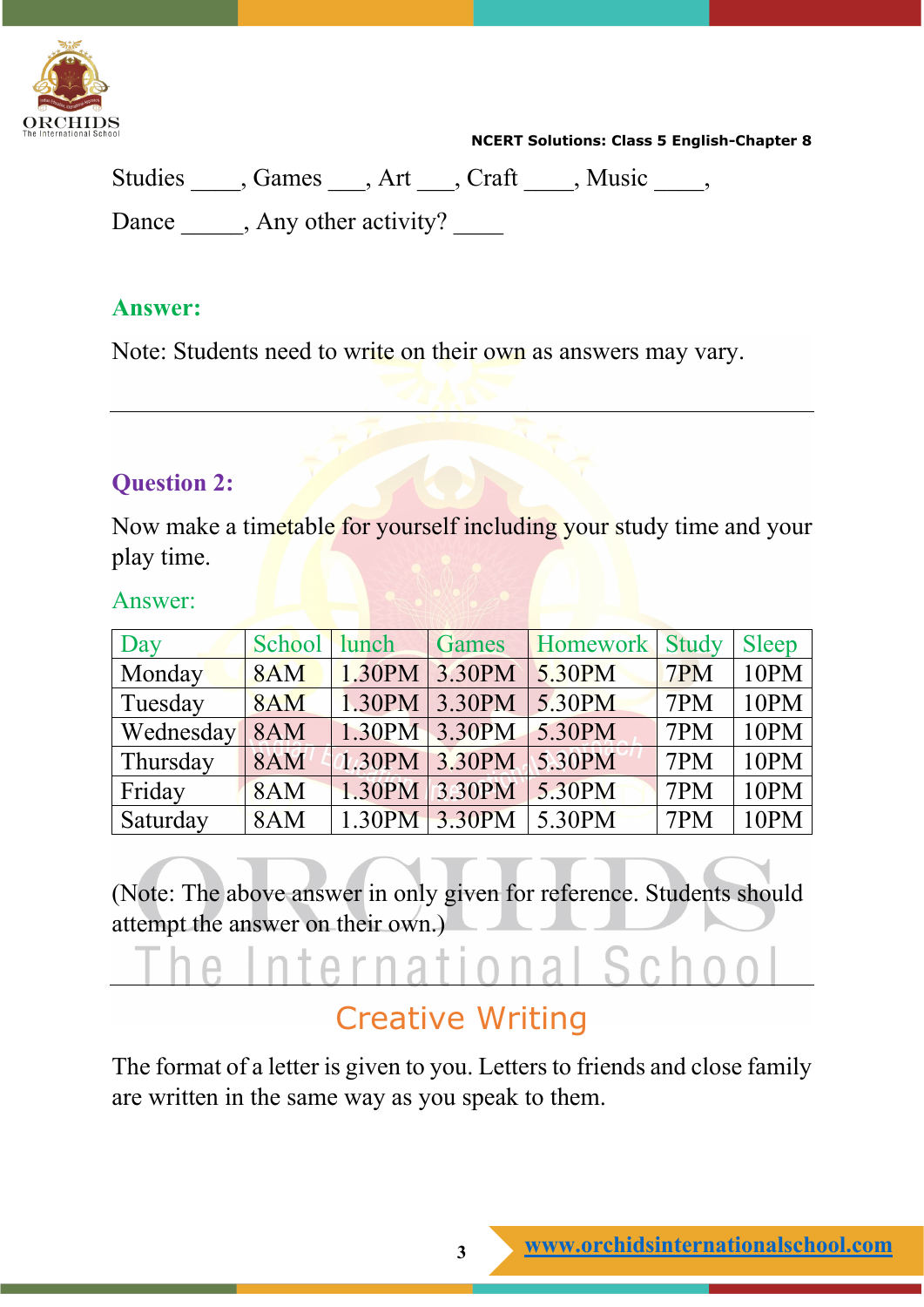Studies ____, Games ___, Art ___, Craft ____, Music ____,

Dance _____, Any other activity? ____

**Answer:**

Note: Students need to write on their own as answers may vary.

---

**Question 2:**

Now make a timetable for yourself including your study time and your play time.

Answer:

| Day | School | lunch | Games | Homework | Study | Sleep |
|---|---|---|---|---|---|---|
| Monday | 8AM | 1.30PM | 3.30PM | 5.30PM | 7PM | 10PM |
| Tuesday | 8AM | 1.30PM | 3.30PM | 5.30PM | 7PM | 10PM |
| Wednesday | 8AM | 1.30PM | 3.30PM | 5.30PM | 7PM | 10PM |
| Thursday | 8AM | 1.30PM | 3.30PM | 5.30PM | 7PM | 10PM |
| Friday | 8AM | 1.30PM | 3.30PM | 5.30PM | 7PM | 10PM |
| Saturday | 8AM | 1.30PM | 3.30PM | 5.30PM | 7PM | 10PM |

(Note: The above answer in only given for reference. Students should attempt the answer on their own.)

---

## Creative Writing

The format of a letter is given to you. Letters to friends and close family are written in the same way as you speak to them.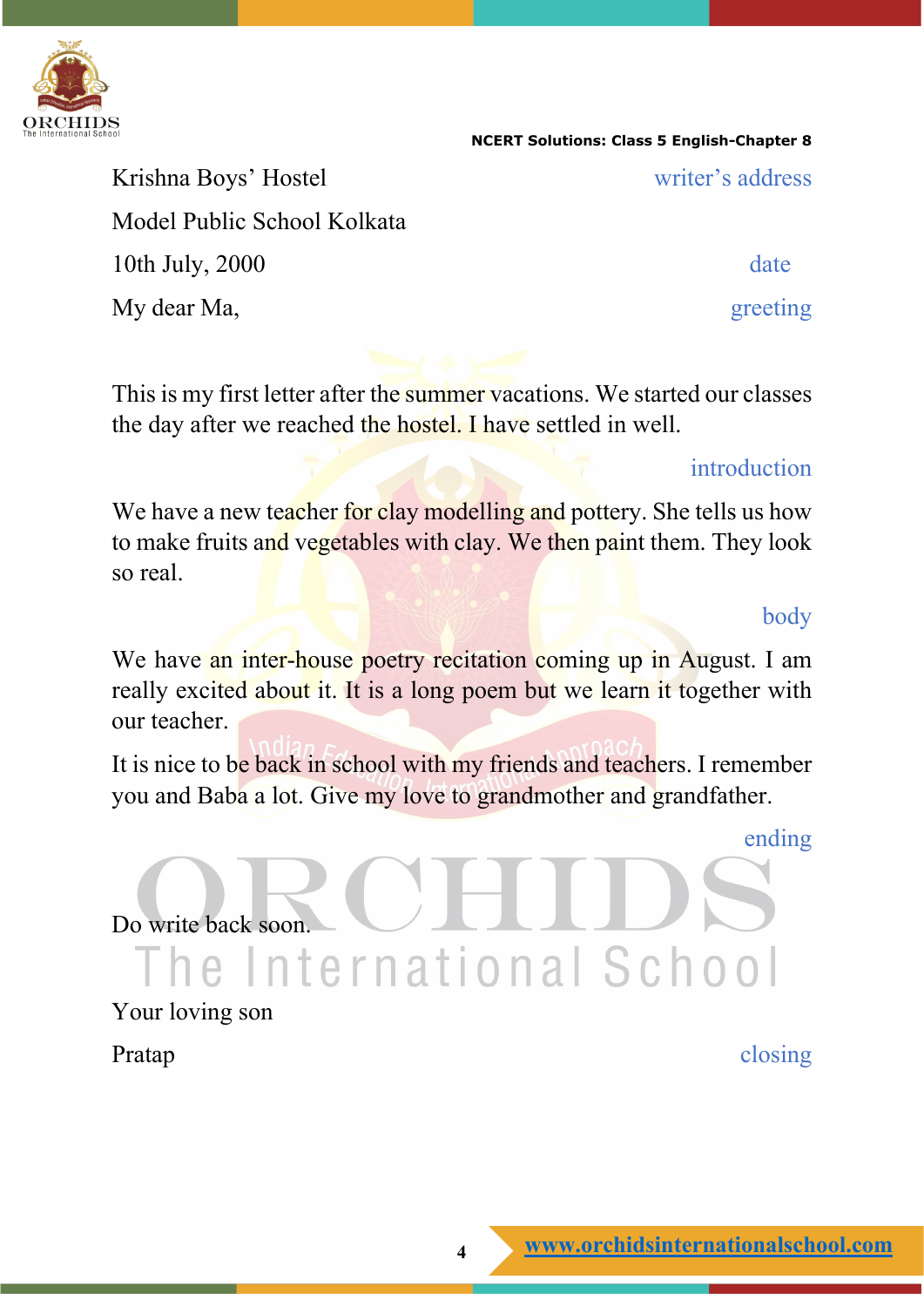Krishna Boys' Hostel — *writer's address*

Model Public School Kolkata

10th July, 2000 — *date*

My dear Ma, — *greeting*

This is my first letter after the summer vacations. We started our classes the day after we reached the hostel. I have settled in well.

*introduction*

We have a new teacher for clay modelling and pottery. She tells us how to make fruits and vegetables with clay. We then paint them. They look so real.

*body*

We have an inter-house poetry recitation coming up in August. I am really excited about it. It is a long poem but we learn it together with our teacher.

It is nice to be back in school with my friends and teachers. I remember you and Baba a lot. Give my love to grandmother and grandfather.

*ending*

Do write back soon.

Your loving son

Pratap — *closing*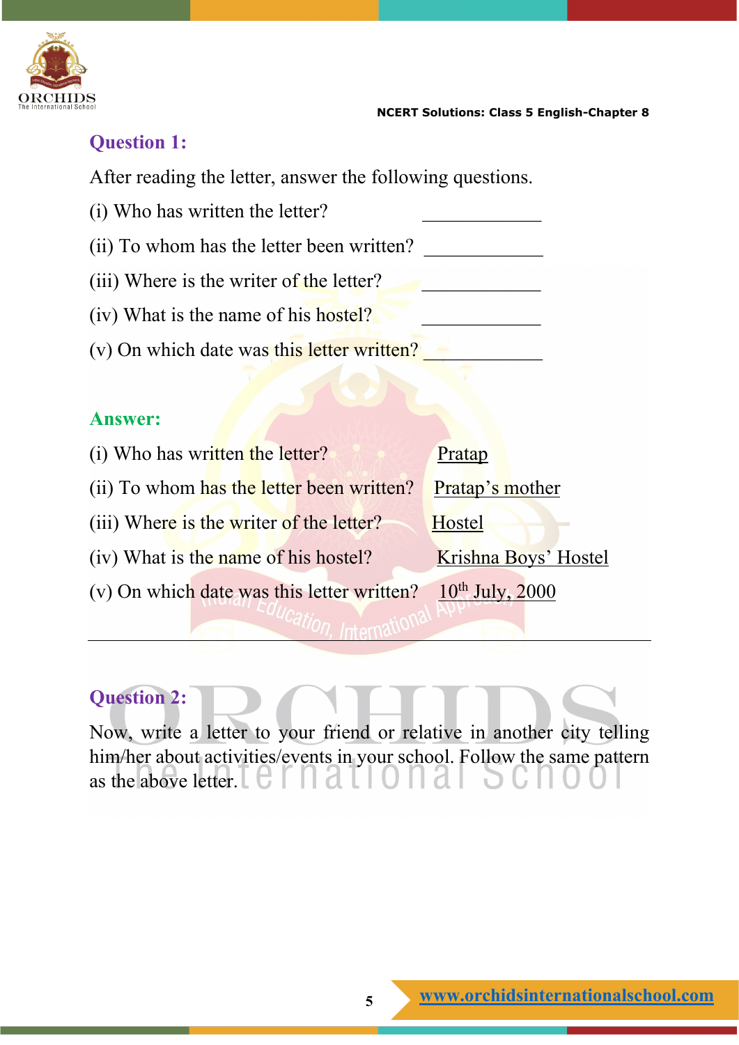### Question 1:

After reading the letter, answer the following questions.

(i) Who has written the letter? ____________

(ii) To whom has the letter been written? ____________

(iii) Where is the writer of the letter? ____________

(iv) What is the name of his hostel? ____________

(v) On which date was this letter written? ____________

### Answer:

(i) Who has written the letter? Pratap

(ii) To whom has the letter been written? Pratap's mother

(iii) Where is the writer of the letter? Hostel

(iv) What is the name of his hostel? Krishna Boys' Hostel

(v) On which date was this letter written? 10th July, 2000

---

### Question 2:

Now, write a letter to your friend or relative in another city telling him/her about activities/events in your school. Follow the same pattern as the above letter.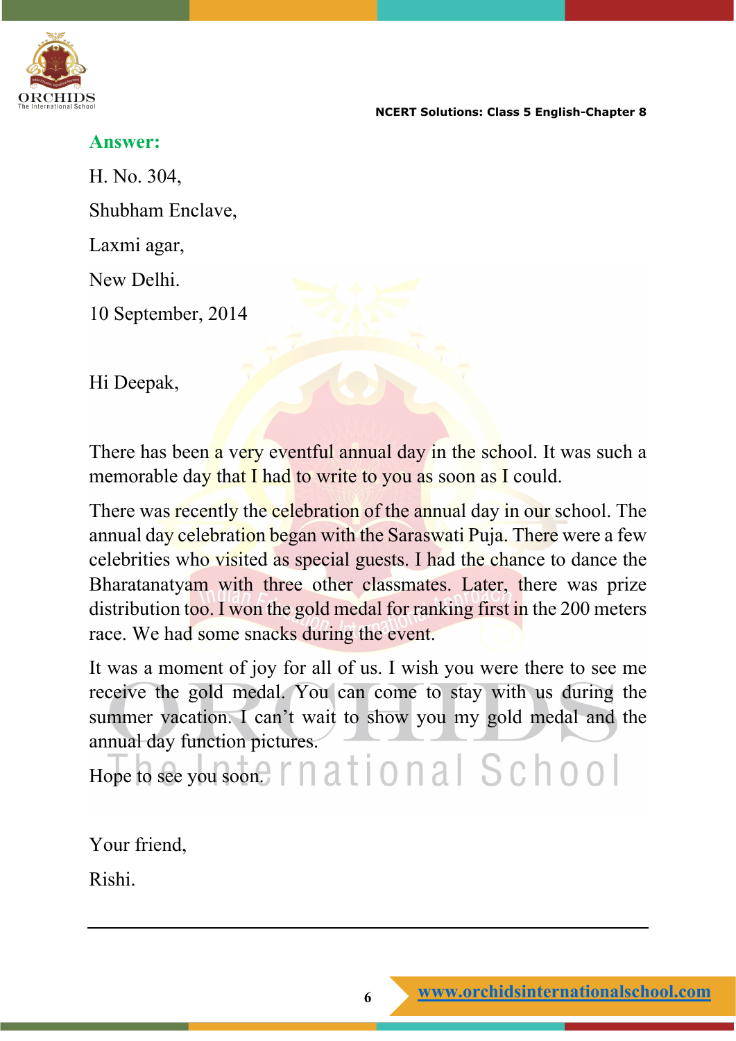**Answer:**

H. No. 304,

Shubham Enclave,

Laxmi agar,

New Delhi.

10 September, 2014

Hi Deepak,

There has been a very eventful annual day in the school. It was such a memorable day that I had to write to you as soon as I could.

There was recently the celebration of the annual day in our school. The annual day celebration began with the Saraswati Puja. There were a few celebrities who visited as special guests. I had the chance to dance the Bharatanatyam with three other classmates. Later, there was prize distribution too. I won the gold medal for ranking first in the 200 meters race. We had some snacks during the event.

It was a moment of joy for all of us. I wish you were there to see me receive the gold medal. You can come to stay with us during the summer vacation. I can't wait to show you my gold medal and the annual day function pictures.

Hope to see you soon.

Your friend,

Rishi.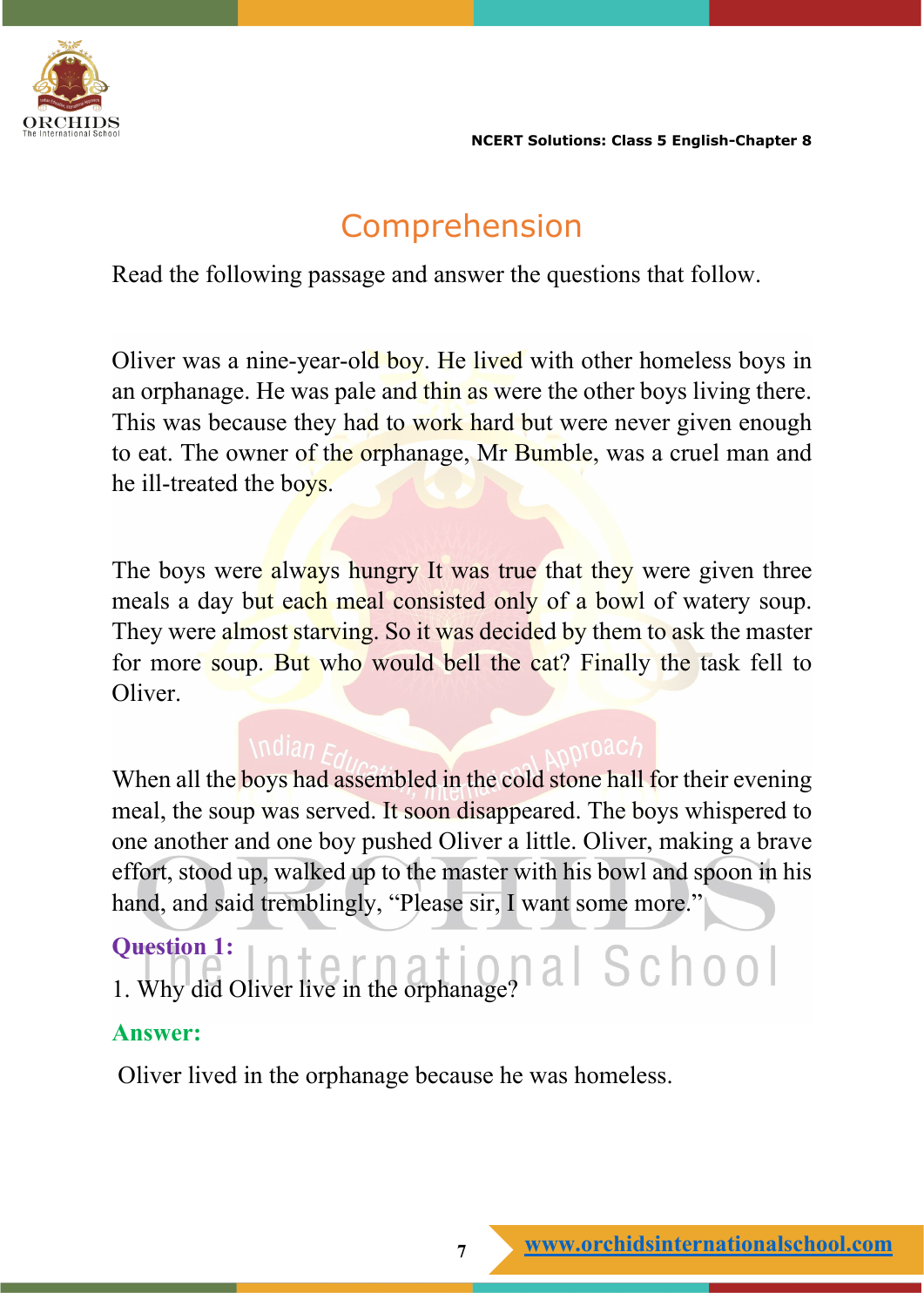## Comprehension

Read the following passage and answer the questions that follow.

Oliver was a nine-year-old boy. He lived with other homeless boys in an orphanage. He was pale and thin as were the other boys living there. This was because they had to work hard but were never given enough to eat. The owner of the orphanage, Mr Bumble, was a cruel man and he ill-treated the boys.

The boys were always hungry It was true that they were given three meals a day but each meal consisted only of a bowl of watery soup. They were almost starving. So it was decided by them to ask the master for more soup. But who would bell the cat? Finally the task fell to Oliver.

When all the boys had assembled in the cold stone hall for their evening meal, the soup was served. It soon disappeared. The boys whispered to one another and one boy pushed Oliver a little. Oliver, making a brave effort, stood up, walked up to the master with his bowl and spoon in his hand, and said tremblingly, "Please sir, I want some more."

**Question 1:**

1. Why did Oliver live in the orphanage?

**Answer:**

Oliver lived in the orphanage because he was homeless.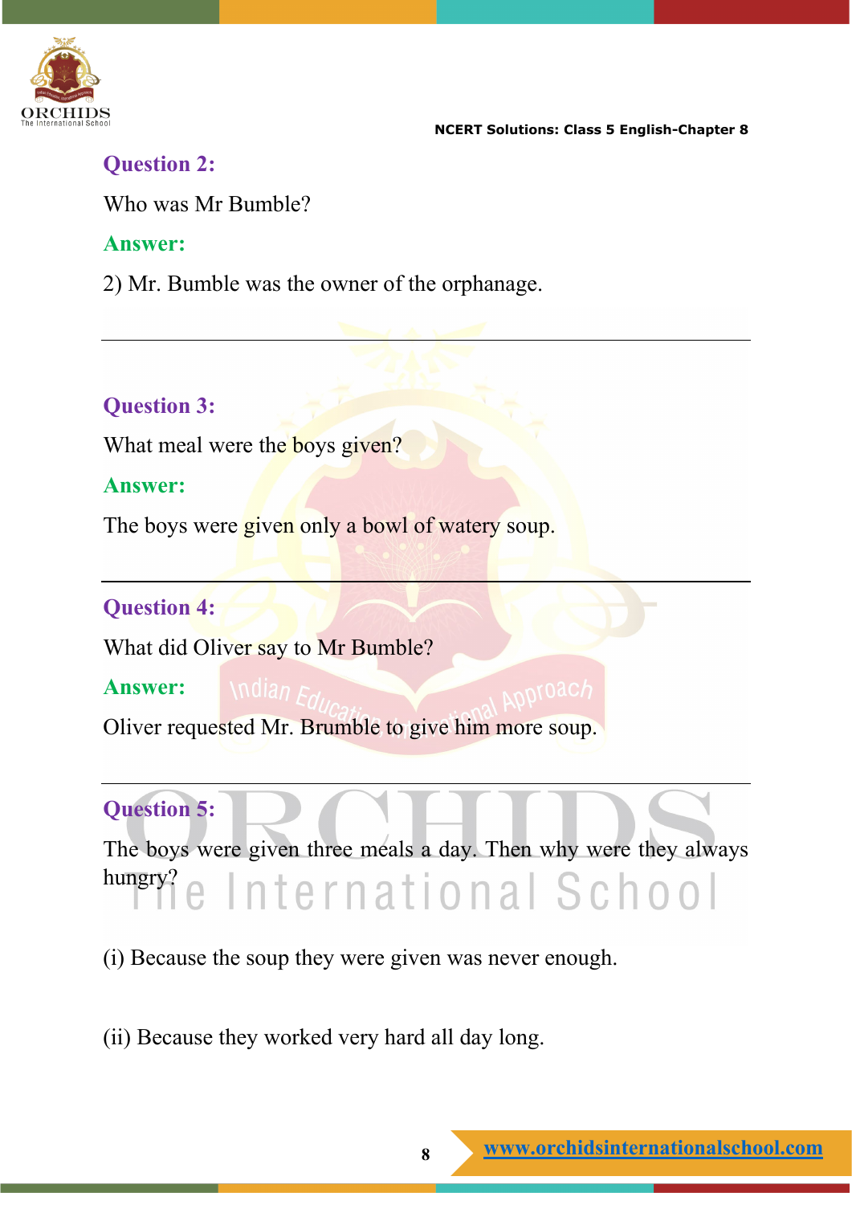**Question 2:**

Who was Mr Bumble?

**Answer:**

2) Mr. Bumble was the owner of the orphanage.

---

**Question 3:**

What meal were the boys given?

**Answer:**

The boys were given only a bowl of watery soup.

---

**Question 4:**

What did Oliver say to Mr Bumble?

**Answer:**

Oliver requested Mr. Brumble to give him more soup.

---

**Question 5:**

The boys were given three meals a day. Then why were they always hungry?

(i) Because the soup they were given was never enough.

(ii) Because they worked very hard all day long.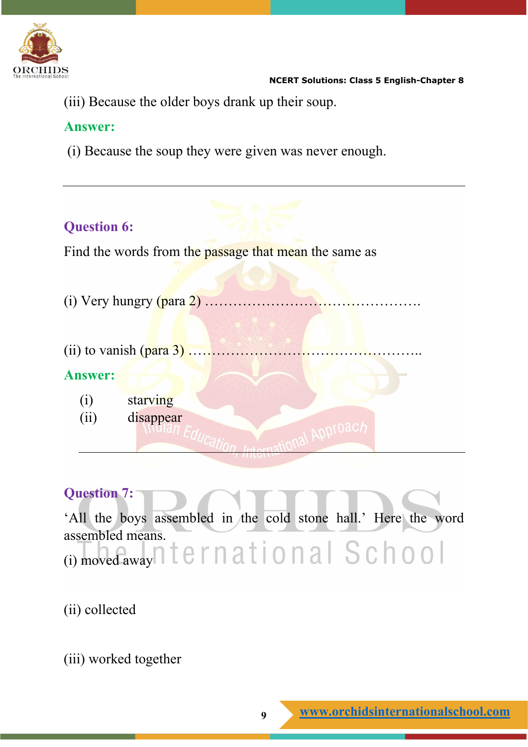(iii) Because the older boys drank up their soup.

**Answer:**

(i) Because the soup they were given was never enough.

---

**Question 6:**

Find the words from the passage that mean the same as

(i) Very hungry (para 2) ……………………………………….

(ii) to vanish (para 3) …………………………………………..

**Answer:**

(i) starving
(ii) disappear

---

**Question 7:**

'All the boys assembled in the cold stone hall.' Here the word assembled means.

(i) moved away

(ii) collected

(iii) worked together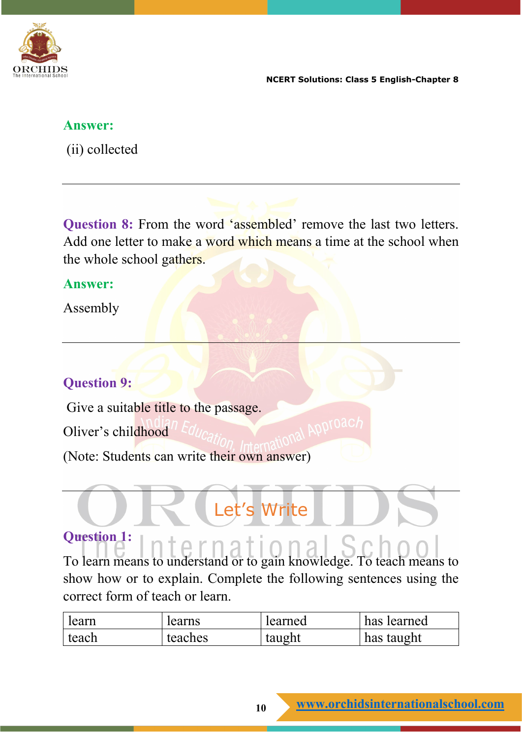**Answer:**

(ii) collected

---

**Question 8:** From the word 'assembled' remove the last two letters. Add one letter to make a word which means a time at the school when the whole school gathers.

**Answer:**

Assembly

---

**Question 9:**

Give a suitable title to the passage.

Oliver's childhood

(Note: Students can write their own answer)

---

## Let's Write

**Question 1:**

To learn means to understand or to gain knowledge. To teach means to show how or to explain. Complete the following sentences using the correct form of teach or learn.

| learn | learns | learned | has learned |
|---|---|---|---|
| teach | teaches | taught | has taught |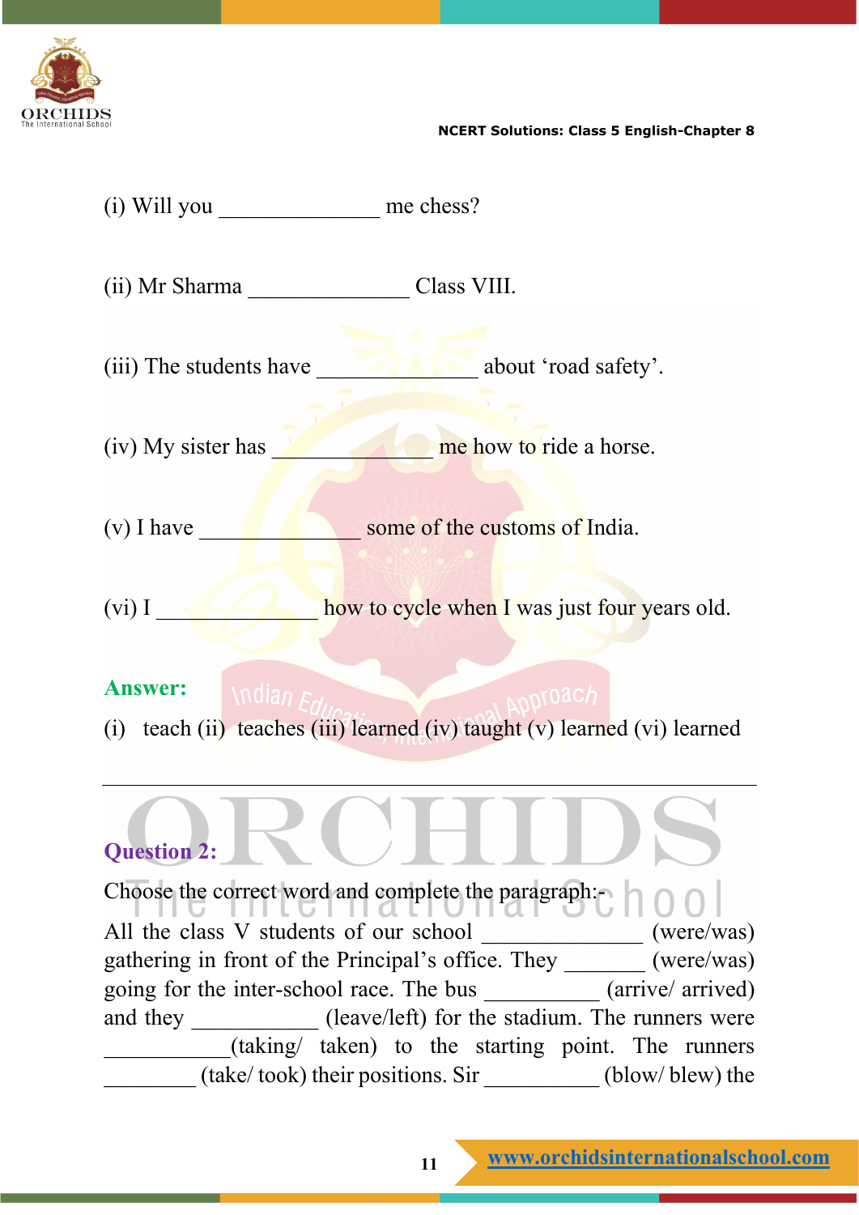(i) Will you ______________ me chess?

(ii) Mr Sharma ______________ Class VIII.

(iii) The students have ______________ about ‘road safety’.

(iv) My sister has ______________ me how to ride a horse.

(v) I have ______________ some of the customs of India.

(vi) I ______________ how to cycle when I was just four years old.

**Answer:**

(i) teach (ii) teaches (iii) learned (iv) taught (v) learned (vi) learned

---

**Question 2:**

Choose the correct word and complete the paragraph:-

All the class V students of our school ______________ (were/was) gathering in front of the Principal’s office. They ________ (were/was) going for the inter-school race. The bus ___________ (arrive/ arrived) and they ____________ (leave/left) for the stadium. The runners were ____________(taking/ taken) to the starting point. The runners _________ (take/ took) their positions. Sir ___________ (blow/ blew) the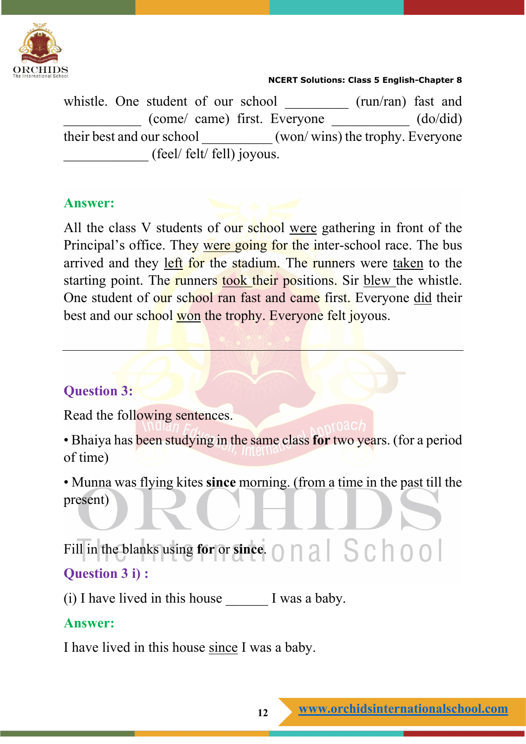whistle. One student of our school _________ (run/ran) fast and ___________ (come/ came) first. Everyone ___________ (do/did) their best and our school __________ (won/ wins) the trophy. Everyone ____________ (feel/ felt/ fell) joyous.

**Answer:**

All the class V students of our school <u>were</u> gathering in front of the Principal's office. They <u>were going</u> for the inter-school race. The bus arrived and they <u>left</u> for the stadium. The runners were <u>taken</u> to the starting point. The runners <u>took</u> their positions. Sir <u>blew</u> the whistle. One student of our school ran fast and came first. Everyone <u>did</u> their best and our school <u>won</u> the trophy. Everyone felt joyous.

---

**Question 3:**

Read the following sentences.

- Bhaiya has been studying in the same class **for** two years. (for a period of time)
- Munna was flying kites **since** morning. (from a time in the past till the present)

Fill in the blanks using **for** or **since**.

**Question 3 i) :**

(i) I have lived in this house ______ I was a baby.

**Answer:**

I have lived in this house <u>since</u> I was a baby.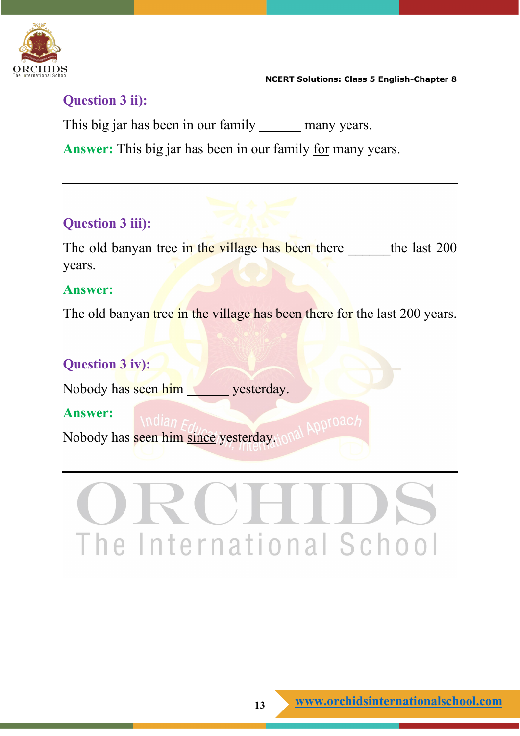**Question 3 ii):**

This big jar has been in our family ______ many years.

**Answer:** This big jar has been in our family <u>for</u> many years.

---

**Question 3 iii):**

The old banyan tree in the village has been there ______the last 200 years.

**Answer:**

The old banyan tree in the village has been there <u>for</u> the last 200 years.

---

**Question 3 iv):**

Nobody has seen him ______ yesterday.

**Answer:**

Nobody has seen him <u>since</u> yesterday.

---